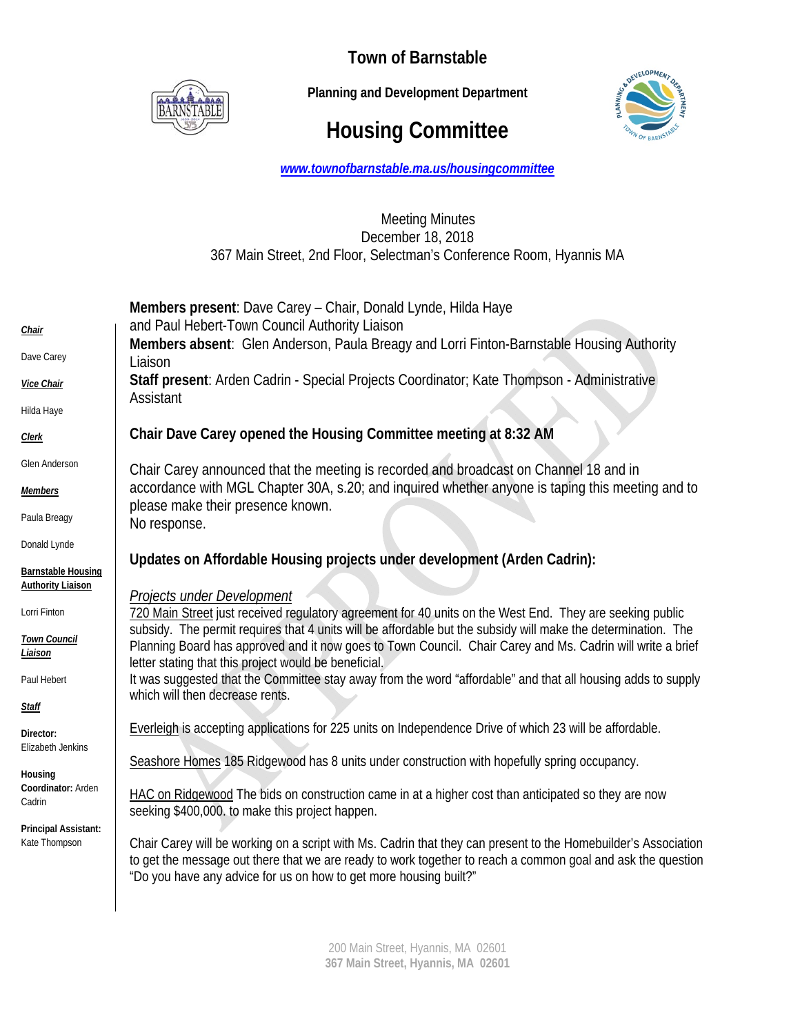# Town of Barnstable

**Planning and Development Department**

## Housing Committee

*www.townofbarnstable.ma.us/housingcommittee*

Meeting Minutes
December 18, 2018
367 Main Street, 2nd Floor, Selectman's Conference Room, Hyannis MA

***Chair***
Dave Carey

***Vice Chair***
Hilda Haye

***Clerk***
Glen Anderson

***Members***
Paula Breagy
Donald Lynde

**Barnstable Housing Authority Liaison**
Lorri Finton

***Town Council Liaison***
Paul Hebert

***Staff***

**Director:** Elizabeth Jenkins

**Housing Coordinator:** Arden Cadrin

**Principal Assistant:** Kate Thompson

**Members present**: Dave Carey – Chair, Donald Lynde, Hilda Haye and Paul Hebert-Town Council Authority Liaison
**Members absent**: Glen Anderson, Paula Breagy and Lorri Finton-Barnstable Housing Authority Liaison
**Staff present**: Arden Cadrin - Special Projects Coordinator; Kate Thompson - Administrative Assistant

**Chair Dave Carey opened the Housing Committee meeting at 8:32 AM**

Chair Carey announced that the meeting is recorded and broadcast on Channel 18 and in accordance with MGL Chapter 30A, s.20; and inquired whether anyone is taping this meeting and to please make their presence known.
No response.

**Updates on Affordable Housing projects under development (Arden Cadrin):**

*Projects under Development*
720 Main Street just received regulatory agreement for 40 units on the West End. They are seeking public subsidy. The permit requires that 4 units will be affordable but the subsidy will make the determination. The Planning Board has approved and it now goes to Town Council. Chair Carey and Ms. Cadrin will write a brief letter stating that this project would be beneficial.
It was suggested that the Committee stay away from the word "affordable" and that all housing adds to supply which will then decrease rents.

Everleigh is accepting applications for 225 units on Independence Drive of which 23 will be affordable.

Seashore Homes 185 Ridgewood has 8 units under construction with hopefully spring occupancy.

HAC on Ridgewood The bids on construction came in at a higher cost than anticipated so they are now seeking $400,000. to make this project happen.

Chair Carey will be working on a script with Ms. Cadrin that they can present to the Homebuilder's Association to get the message out there that we are ready to work together to reach a common goal and ask the question "Do you have any advice for us on how to get more housing built?"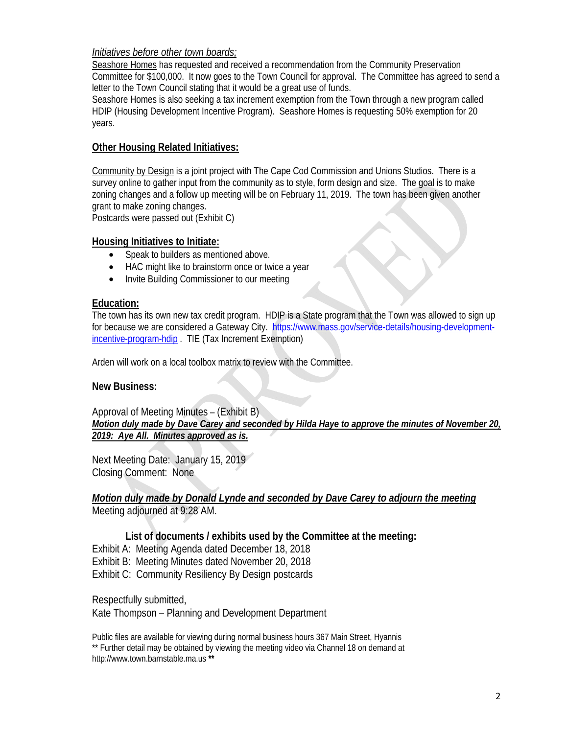*Initiatives before other town boards;*

Seashore Homes has requested and received a recommendation from the Community Preservation Committee for $100,000. It now goes to the Town Council for approval. The Committee has agreed to send a letter to the Town Council stating that it would be a great use of funds.
Seashore Homes is also seeking a tax increment exemption from the Town through a new program called HDIP (Housing Development Incentive Program). Seashore Homes is requesting 50% exemption for 20 years.

**Other Housing Related Initiatives:**

Community by Design is a joint project with The Cape Cod Commission and Unions Studios. There is a survey online to gather input from the community as to style, form design and size. The goal is to make zoning changes and a follow up meeting will be on February 11, 2019. The town has been given another grant to make zoning changes.
Postcards were passed out (Exhibit C)

**Housing Initiatives to Initiate:**

- Speak to builders as mentioned above.
- HAC might like to brainstorm once or twice a year
- Invite Building Commissioner to our meeting

**Education:**

The town has its own new tax credit program. HDIP is a State program that the Town was allowed to sign up for because we are considered a Gateway City. https://www.mass.gov/service-details/housing-development-incentive-program-hdip . TIE (Tax Increment Exemption)

Arden will work on a local toolbox matrix to review with the Committee.

**New Business:**

Approval of Meeting Minutes – (Exhibit B)
***Motion duly made by Dave Carey and seconded by Hilda Haye to approve the minutes of November 20, 2019: Aye All. Minutes approved as is.***

Next Meeting Date: January 15, 2019
Closing Comment: None

***Motion duly made by Donald Lynde and seconded by Dave Carey to adjourn the meeting***
Meeting adjourned at 9:28 AM.

**List of documents / exhibits used by the Committee at the meeting:**

Exhibit A: Meeting Agenda dated December 18, 2018
Exhibit B: Meeting Minutes dated November 20, 2018
Exhibit C: Community Resiliency By Design postcards

Respectfully submitted,
Kate Thompson – Planning and Development Department

Public files are available for viewing during normal business hours 367 Main Street, Hyannis
** Further detail may be obtained by viewing the meeting video via Channel 18 on demand at http://www.town.barnstable.ma.us **